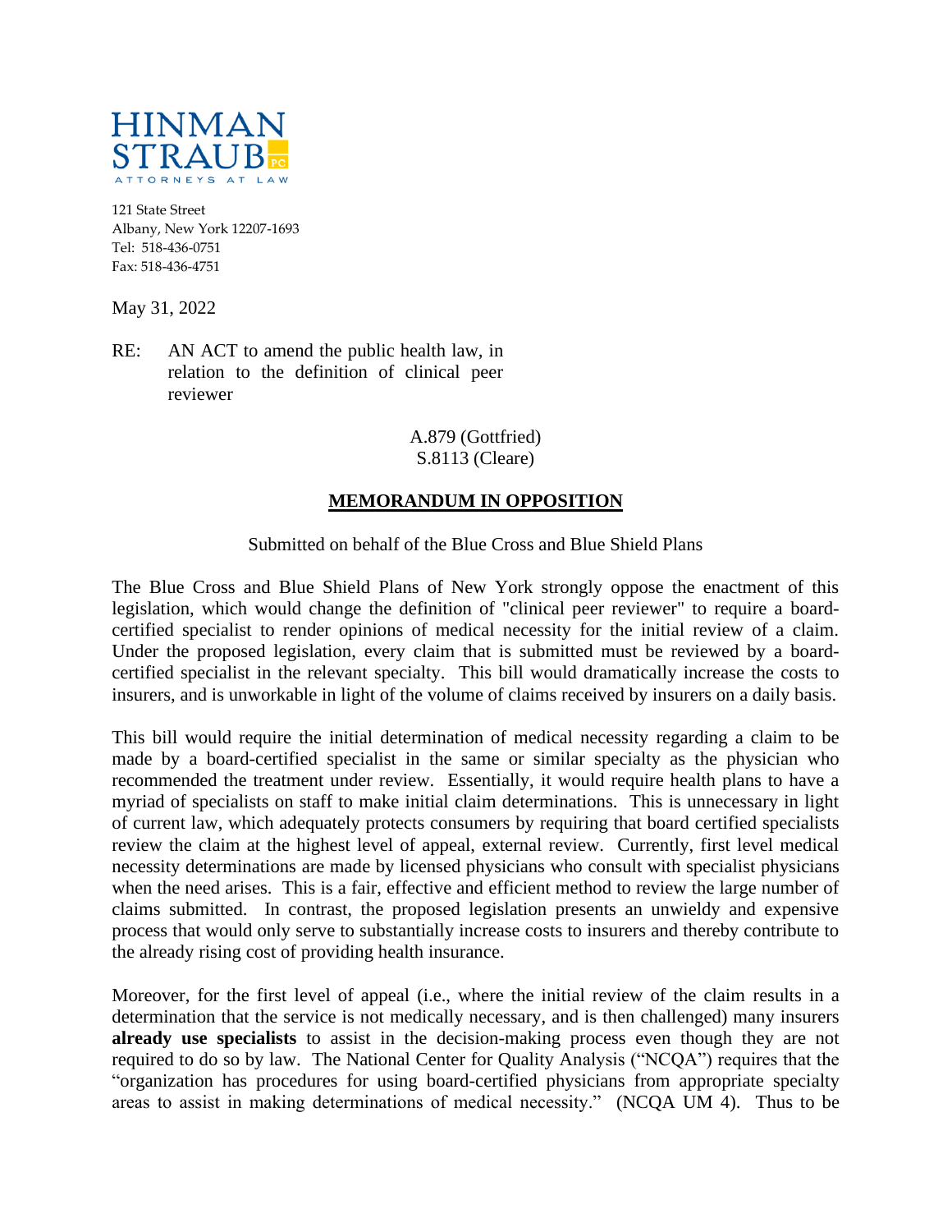HINMAN STRAUB PC
ATTORNEYS AT LAW

121 State Street
Albany, New York 12207-1693
Tel: 518-436-0751
Fax: 518-436-4751

May 31, 2022

RE: AN ACT to amend the public health law, in relation to the definition of clinical peer reviewer

A.879 (Gottfried)
S.8113 (Cleare)

## MEMORANDUM IN OPPOSITION

Submitted on behalf of the Blue Cross and Blue Shield Plans

The Blue Cross and Blue Shield Plans of New York strongly oppose the enactment of this legislation, which would change the definition of "clinical peer reviewer" to require a board-certified specialist to render opinions of medical necessity for the initial review of a claim. Under the proposed legislation, every claim that is submitted must be reviewed by a board-certified specialist in the relevant specialty. This bill would dramatically increase the costs to insurers, and is unworkable in light of the volume of claims received by insurers on a daily basis.

This bill would require the initial determination of medical necessity regarding a claim to be made by a board-certified specialist in the same or similar specialty as the physician who recommended the treatment under review. Essentially, it would require health plans to have a myriad of specialists on staff to make initial claim determinations. This is unnecessary in light of current law, which adequately protects consumers by requiring that board certified specialists review the claim at the highest level of appeal, external review. Currently, first level medical necessity determinations are made by licensed physicians who consult with specialist physicians when the need arises. This is a fair, effective and efficient method to review the large number of claims submitted. In contrast, the proposed legislation presents an unwieldy and expensive process that would only serve to substantially increase costs to insurers and thereby contribute to the already rising cost of providing health insurance.

Moreover, for the first level of appeal (i.e., where the initial review of the claim results in a determination that the service is not medically necessary, and is then challenged) many insurers **already use specialists** to assist in the decision-making process even though they are not required to do so by law. The National Center for Quality Analysis ("NCQA") requires that the "organization has procedures for using board-certified physicians from appropriate specialty areas to assist in making determinations of medical necessity." (NCQA UM 4). Thus to be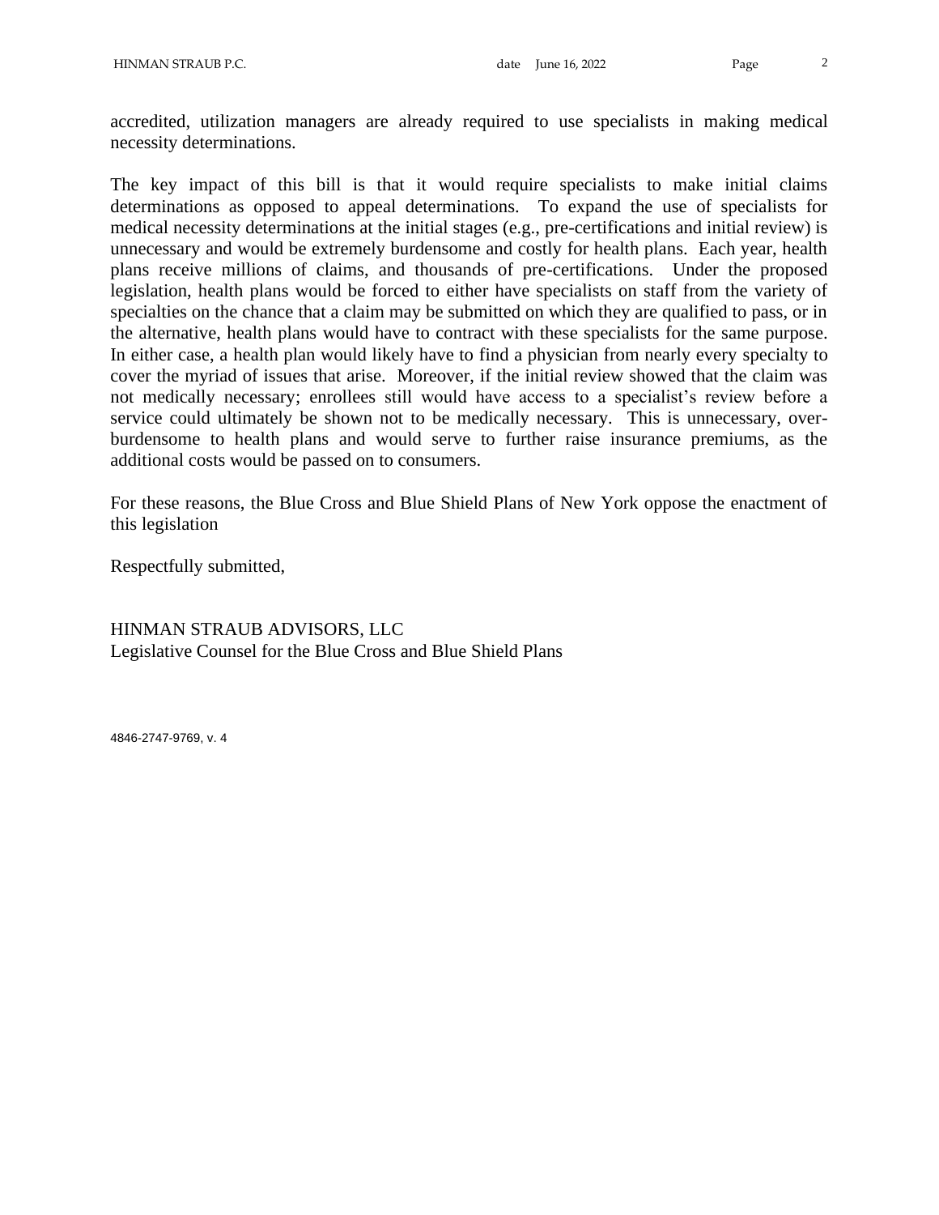accredited, utilization managers are already required to use specialists in making medical necessity determinations.

The key impact of this bill is that it would require specialists to make initial claims determinations as opposed to appeal determinations. To expand the use of specialists for medical necessity determinations at the initial stages (e.g., pre-certifications and initial review) is unnecessary and would be extremely burdensome and costly for health plans. Each year, health plans receive millions of claims, and thousands of pre-certifications. Under the proposed legislation, health plans would be forced to either have specialists on staff from the variety of specialties on the chance that a claim may be submitted on which they are qualified to pass, or in the alternative, health plans would have to contract with these specialists for the same purpose. In either case, a health plan would likely have to find a physician from nearly every specialty to cover the myriad of issues that arise. Moreover, if the initial review showed that the claim was not medically necessary; enrollees still would have access to a specialist's review before a service could ultimately be shown not to be medically necessary. This is unnecessary, over-burdensome to health plans and would serve to further raise insurance premiums, as the additional costs would be passed on to consumers.

For these reasons, the Blue Cross and Blue Shield Plans of New York oppose the enactment of this legislation

Respectfully submitted,

HINMAN STRAUB ADVISORS, LLC
Legislative Counsel for the Blue Cross and Blue Shield Plans

4846-2747-9769, v. 4